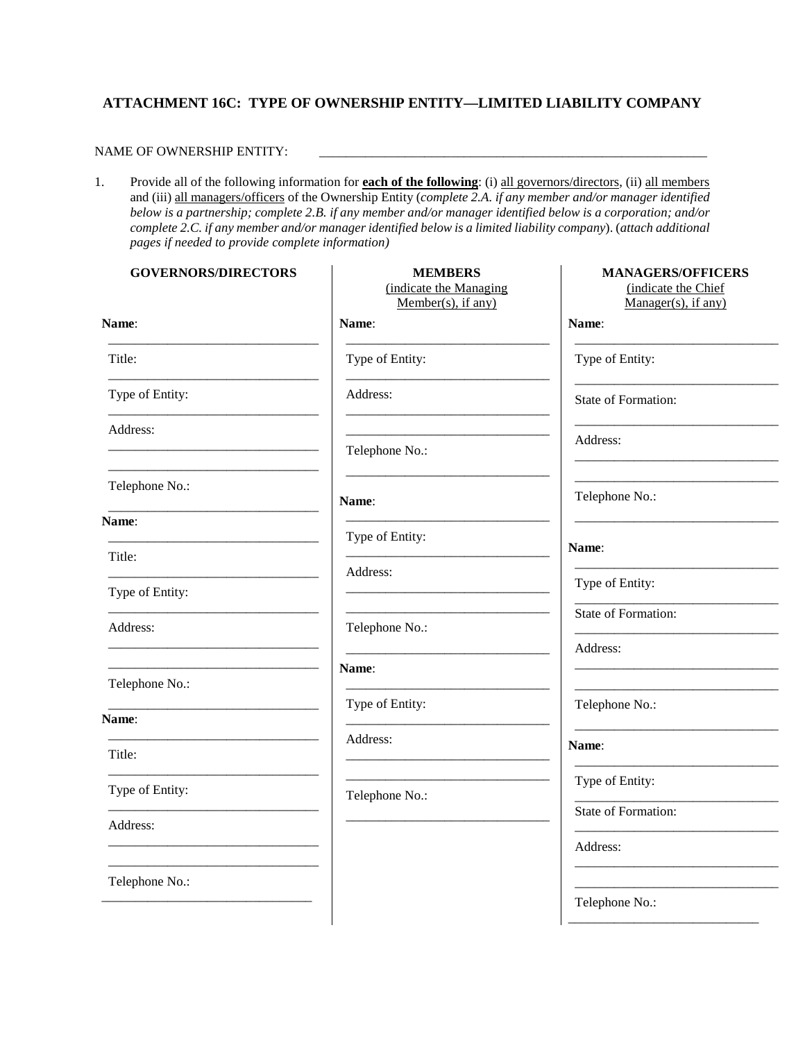## ATTACHMENT 16C: TYPE OF OWNERSHIP ENTITY—LIMITED LIABILITY COMPANY

NAME OF OWNERSHIP ENTITY: ___________________________________________________________

1. Provide all of the following information for **each of the following**: (i) all governors/directors, (ii) all members and (iii) all managers/officers of the Ownership Entity (*complete 2.A. if any member and/or manager identified below is a partnership; complete 2.B. if any member and/or manager identified below is a corporation; and/or complete 2.C. if any member and/or manager identified below is a limited liability company*). (*attach additional pages if needed to provide complete information)*

| GOVERNORS/DIRECTORS | MEMBERS (indicate the Managing Member(s), if any) | MANAGERS/OFFICERS (indicate the Chief Manager(s), if any) |
|---|---|---|
| **Name**: ______________________________ | **Name**: ______________________________ | **Name**: ______________________________ |
| Title: ______________________________ | Type of Entity: ______________________________ | Type of Entity: ______________________________ |
| Type of Entity: ______________________________ | Address: ______________________________ ______________________________ | State of Formation: ______________________________ |
| Address: ______________________________ ______________________________ | Telephone No.: ______________________________ | Address: ______________________________ ______________________________ |
| Telephone No.: ______________________________ | | Telephone No.: ______________________________ |
| **Name**: ______________________________ | **Name**: ______________________________ | **Name**: ______________________________ |
| Title: ______________________________ | Type of Entity: ______________________________ | Type of Entity: ______________________________ |
| Type of Entity: ______________________________ | Address: ______________________________ ______________________________ | State of Formation: ______________________________ |
| Address: ______________________________ ______________________________ | Telephone No.: ______________________________ | Address: ______________________________ ______________________________ |
| Telephone No.: ______________________________ | | Telephone No.: ______________________________ |
| **Name**: ______________________________ | **Name**: ______________________________ | **Name**: ______________________________ |
| Title: ______________________________ | Type of Entity: ______________________________ | Type of Entity: ______________________________ |
| Type of Entity: ______________________________ | Address: ______________________________ ______________________________ | State of Formation: ______________________________ |
| Address: ______________________________ ______________________________ | Telephone No.: ______________________________ | Address: ______________________________ ______________________________ |
| Telephone No.: ______________________________ | | Telephone No.: ______________________________ |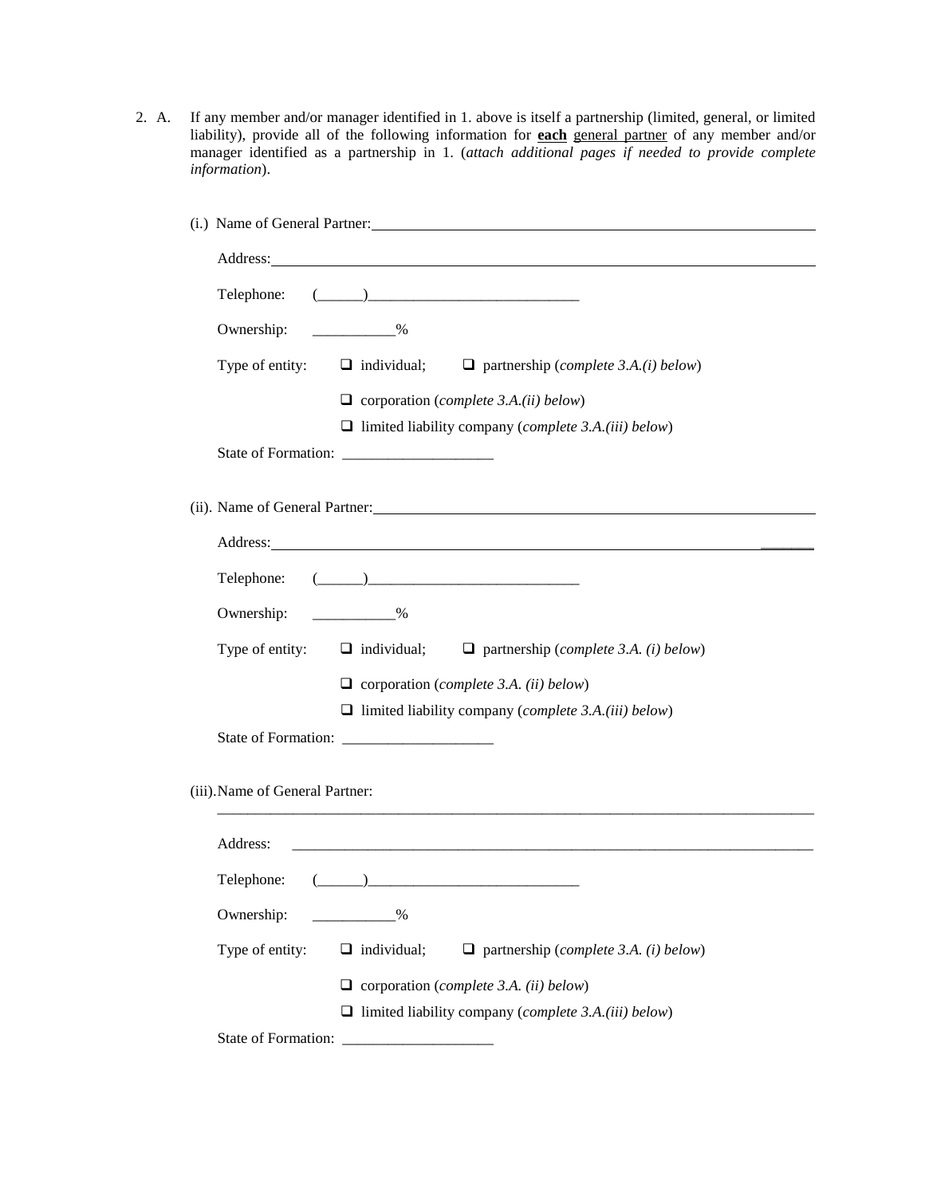2. A. If any member and/or manager identified in 1. above is itself a partnership (limited, general, or limited liability), provide all of the following information for **each** general partner of any member and/or manager identified as a partnership in 1. (*attach additional pages if needed to provide complete information*).

(i.) Name of General Partner: ______________________________

Address: ______________________________

Telephone: (______)____________________________

Ownership: ___________%

Type of entity: ❑ individual; ❑ partnership (*complete 3.A.(i) below*)

❑ corporation (*complete 3.A.(ii) below*)

❑ limited liability company (*complete 3.A.(iii) below*)

State of Formation: ____________________

(ii). Name of General Partner: ______________________________

Address: ______________________________

Telephone: (______)____________________________

Ownership: ___________%

Type of entity: ❑ individual; ❑ partnership (*complete 3.A. (i) below*)

❑ corporation (*complete 3.A. (ii) below*)

❑ limited liability company (*complete 3.A.(iii) below*)

State of Formation: ____________________

(iii).Name of General Partner: ______________________________

Address: ______________________________

Telephone: (______)____________________________

Ownership: ___________%

Type of entity: ❑ individual; ❑ partnership (*complete 3.A. (i) below*)

❑ corporation (*complete 3.A. (ii) below*)

❑ limited liability company (*complete 3.A.(iii) below*)

State of Formation: ____________________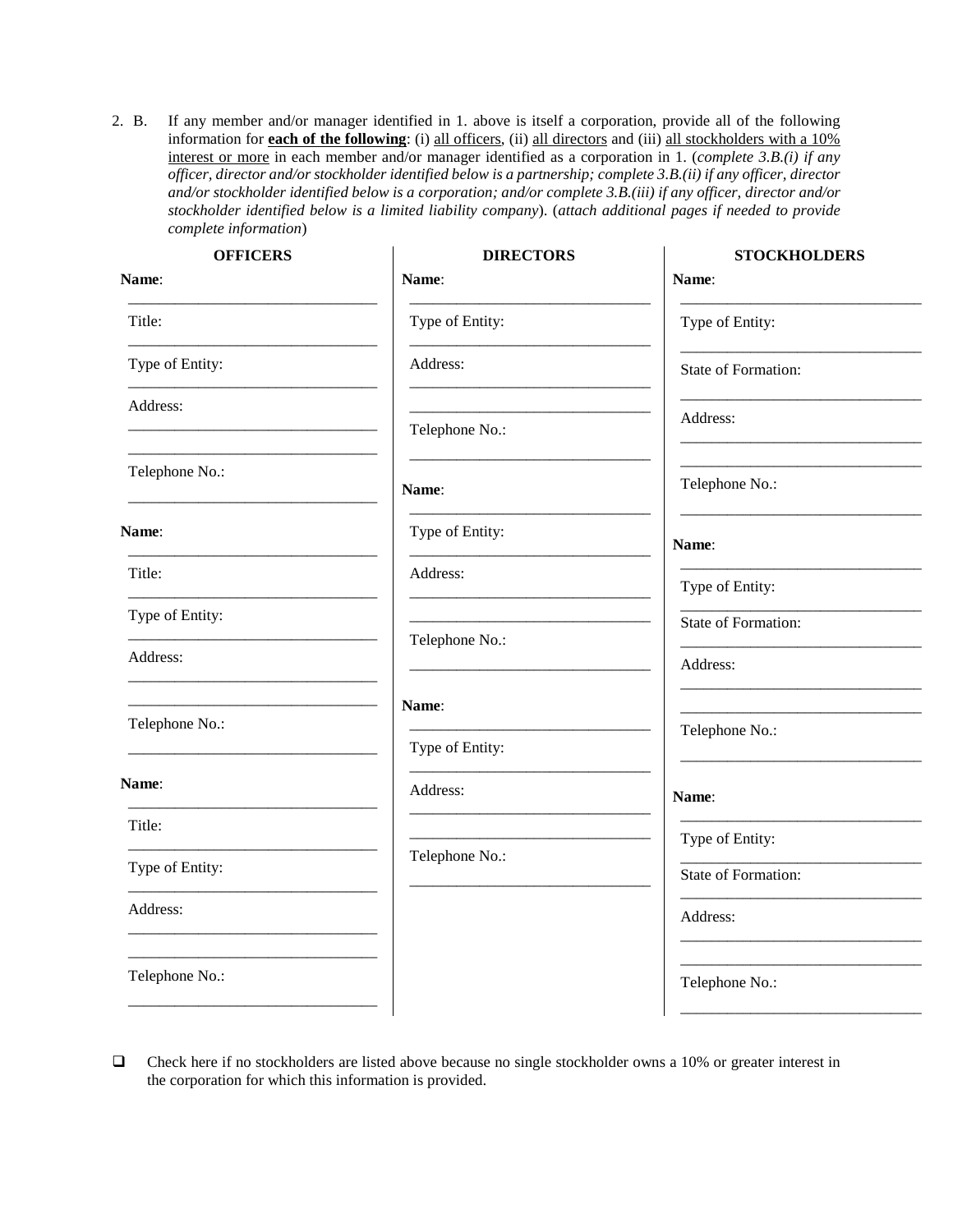2. B. If any member and/or manager identified in 1. above is itself a corporation, provide all of the following information for **each of the following**: (i) all officers, (ii) all directors and (iii) all stockholders with a 10% interest or more in each member and/or manager identified as a corporation in 1. (*complete 3.B.(i) if any officer, director and/or stockholder identified below is a partnership; complete 3.B.(ii) if any officer, director and/or stockholder identified below is a corporation; and/or complete 3.B.(iii) if any officer, director and/or stockholder identified below is a limited liability company*). (*attach additional pages if needed to provide complete information*)

| OFFICERS | DIRECTORS | STOCKHOLDERS |
|---|---|---|
| **Name**: | **Name**: | **Name**: |
| Title: | Type of Entity: | Type of Entity: |
| Type of Entity: | Address: | State of Formation: |
| Address: | Telephone No.: | Address: |
| Telephone No.: | | Telephone No.: |
| **Name**: | **Name**: | **Name**: |
| Title: | Type of Entity: | Type of Entity: |
| Type of Entity: | Address: | State of Formation: |
| Address: | Telephone No.: | Address: |
| Telephone No.: | | Telephone No.: |
| **Name**: | **Name**: | **Name**: |
| Title: | Type of Entity: | Type of Entity: |
| Type of Entity: | Address: | State of Formation: |
| Address: | Telephone No.: | Address: |
| Telephone No.: | | Telephone No.: |

☐ Check here if no stockholders are listed above because no single stockholder owns a 10% or greater interest in the corporation for which this information is provided.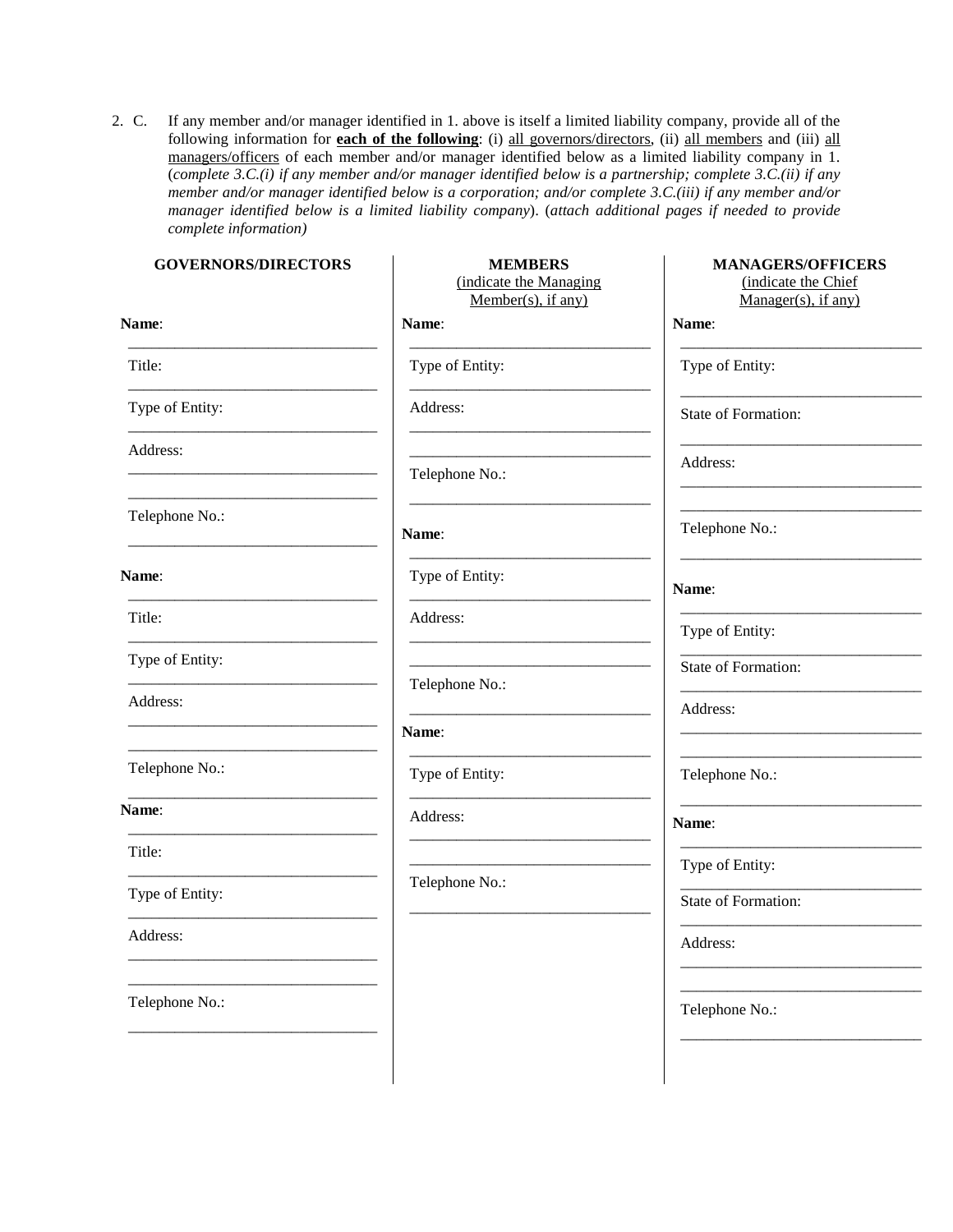2\. C. If any member and/or manager identified in 1. above is itself a limited liability company, provide all of the following information for **<u>each of the following</u>**: (i) <u>all governors/directors</u>, (ii) <u>all members</u> and (iii) <u>all managers/officers</u> of each member and/or manager identified below as a limited liability company in 1. (*complete 3.C.(i) if any member and/or manager identified below is a partnership; complete 3.C.(ii) if any member and/or manager identified below is a corporation; and/or complete 3.C.(iii) if any member and/or manager identified below is a limited liability company*). (*attach additional pages if needed to provide complete information)*

| **GOVERNORS/DIRECTORS** | **MEMBERS** <u>(indicate the Managing Member(s), if any)</u> | **MANAGERS/OFFICERS** <u>(indicate the Chief Manager(s), if any)</u> |
|---|---|---|
| **Name**: ______________________________ | **Name**: ______________________________ | **Name**: ______________________________ |
| Title: ______________________________ | Type of Entity: ______________________________ | Type of Entity: ______________________________ |
| Type of Entity: ______________________________ | Address: ______________________________ ______________________________ | State of Formation: ______________________________ |
| Address: ______________________________ ______________________________ | Telephone No.: ______________________________ | Address: ______________________________ ______________________________ |
| Telephone No.: ______________________________ | | Telephone No.: ______________________________ |
| **Name**: ______________________________ | **Name**: ______________________________ | **Name**: ______________________________ |
| Title: ______________________________ | Type of Entity: ______________________________ | Type of Entity: ______________________________ |
| Type of Entity: ______________________________ | Address: ______________________________ ______________________________ | State of Formation: ______________________________ |
| Address: ______________________________ ______________________________ | Telephone No.: ______________________________ | Address: ______________________________ ______________________________ |
| Telephone No.: ______________________________ | | Telephone No.: ______________________________ |
| **Name**: ______________________________ | **Name**: ______________________________ | **Name**: ______________________________ |
| Title: ______________________________ | Type of Entity: ______________________________ | Type of Entity: ______________________________ |
| Type of Entity: ______________________________ | Address: ______________________________ ______________________________ | State of Formation: ______________________________ |
| Address: ______________________________ ______________________________ | Telephone No.: ______________________________ | Address: ______________________________ ______________________________ |
| Telephone No.: ______________________________ | | Telephone No.: ______________________________ |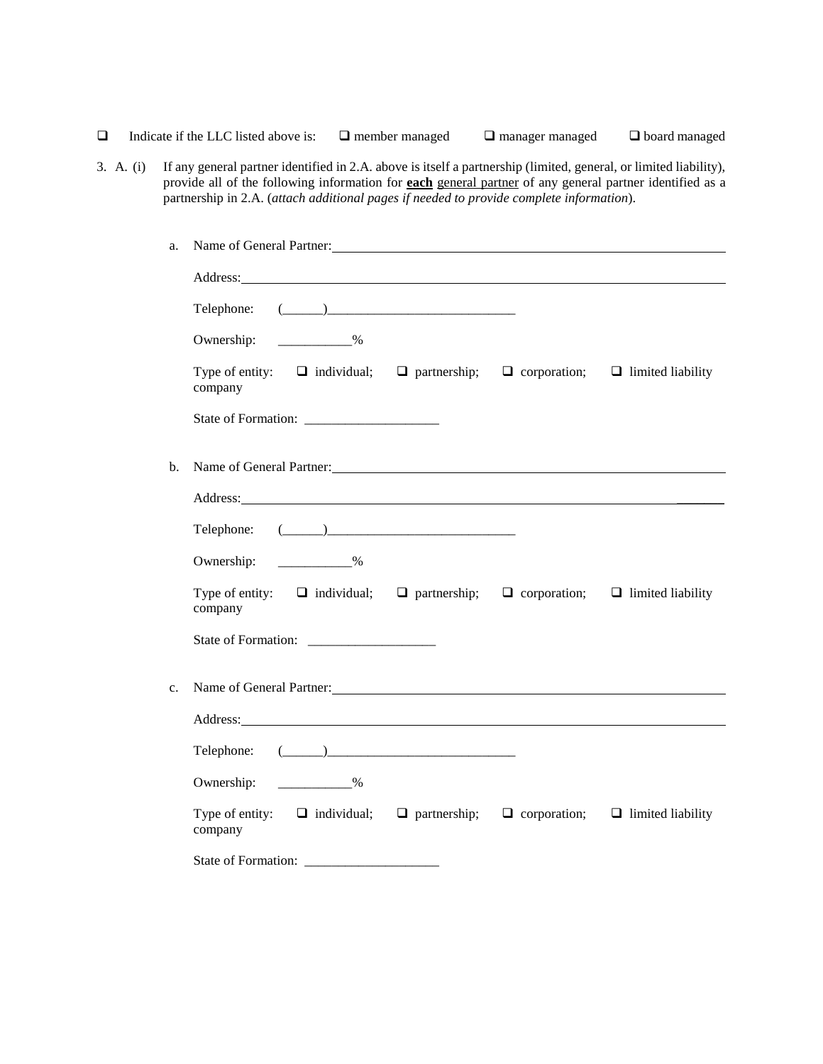☐ Indicate if the LLC listed above is: ☐ member managed ☐ manager managed ☐ board managed

3. A. (i) If any general partner identified in 2.A. above is itself a partnership (limited, general, or limited liability), provide all of the following information for **each** general partner of any general partner identified as a partnership in 2.A. (*attach additional pages if needed to provide complete information*).

a. Name of General Partner: ____________________

Address: ____________________

Telephone: (______)____________________________

Ownership: ___________%

Type of entity: ☐ individual; ☐ partnership; ☐ corporation; ☐ limited liability company

State of Formation: ____________________

b. Name of General Partner: ____________________

Address: ____________________

Telephone: (______)____________________________

Ownership: ___________%

Type of entity: ☐ individual; ☐ partnership; ☐ corporation; ☐ limited liability company

State of Formation: ___________________

c. Name of General Partner: ____________________

Address: ____________________

Telephone: (______)____________________________

Ownership: ___________%

Type of entity: ☐ individual; ☐ partnership; ☐ corporation; ☐ limited liability company

State of Formation: ____________________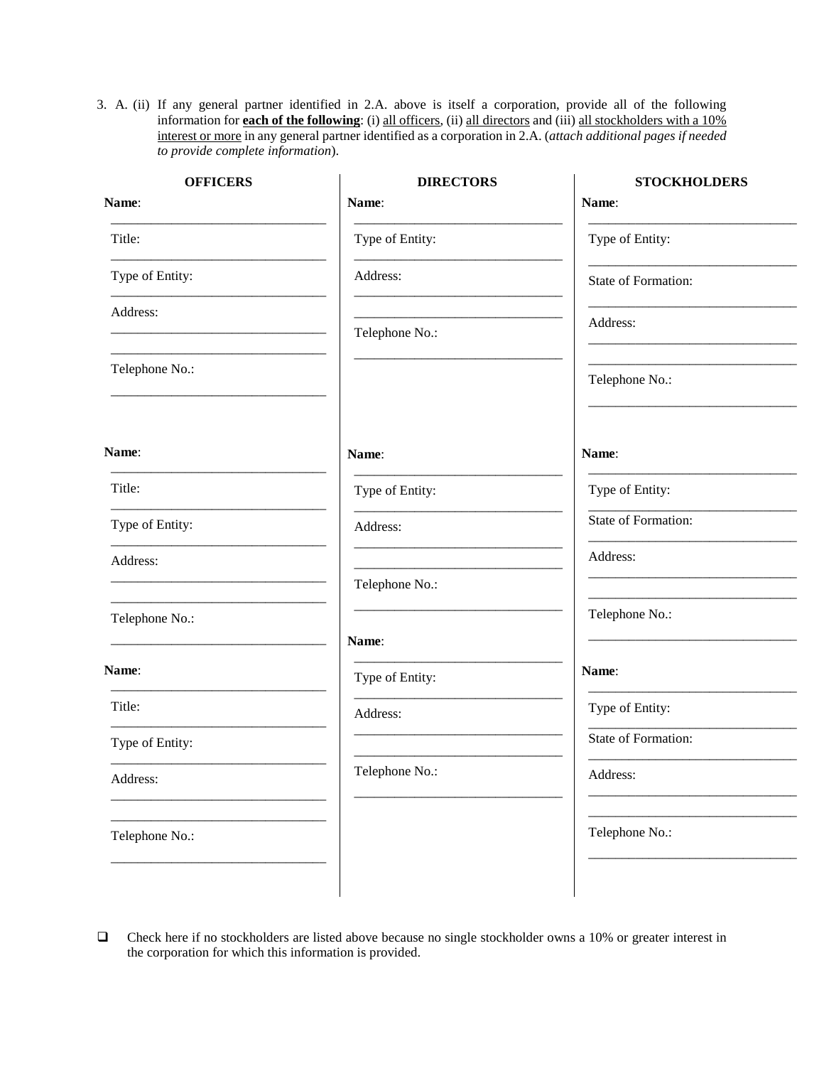3. A. (ii) If any general partner identified in 2.A. above is itself a corporation, provide all of the following information for **each of the following**: (i) all officers, (ii) all directors and (iii) all stockholders with a 10% interest or more in any general partner identified as a corporation in 2.A. (*attach additional pages if needed to provide complete information*).

| OFFICERS | DIRECTORS | STOCKHOLDERS |
|---|---|---|
| **Name**: ____________ | **Name**: ____________ | **Name**: ____________ |
| Title: ____________ | Type of Entity: ____________ | Type of Entity: ____________ |
| Type of Entity: ____________ | Address: ____________ ____________ | State of Formation: ____________ |
| Address: ____________ ____________ | Telephone No.: ____________ | Address: ____________ ____________ |
| Telephone No.: ____________ | | Telephone No.: ____________ |
| **Name**: ____________ | **Name**: ____________ | **Name**: ____________ |
| Title: ____________ | Type of Entity: ____________ | Type of Entity: ____________ |
| Type of Entity: ____________ | Address: ____________ ____________ | State of Formation: ____________ |
| Address: ____________ ____________ | Telephone No.: ____________ | Address: ____________ ____________ |
| Telephone No.: ____________ | | Telephone No.: ____________ |
| **Name**: ____________ | **Name**: ____________ | **Name**: ____________ |
| Title: ____________ | Type of Entity: ____________ | Type of Entity: ____________ |
| Type of Entity: ____________ | Address: ____________ ____________ | State of Formation: ____________ |
| Address: ____________ ____________ | Telephone No.: ____________ | Address: ____________ ____________ |
| Telephone No.: ____________ | | Telephone No.: ____________ |

☐ Check here if no stockholders are listed above because no single stockholder owns a 10% or greater interest in the corporation for which this information is provided.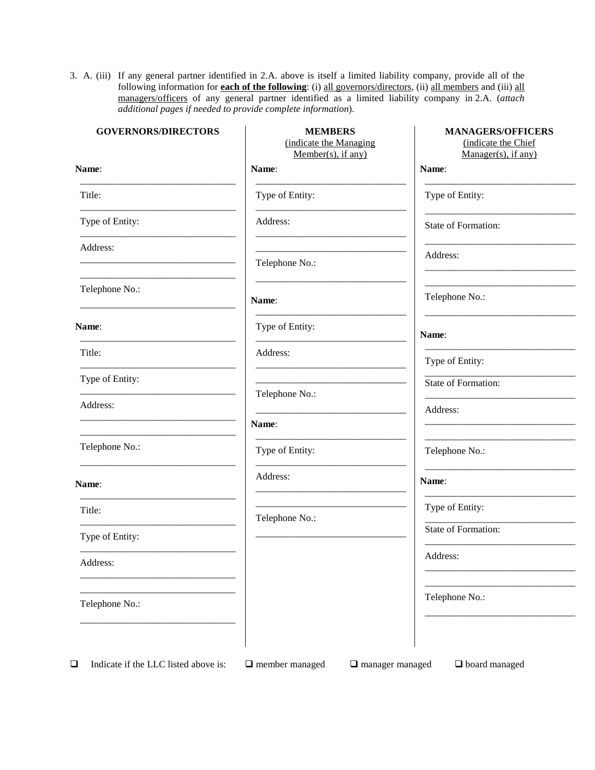3. A. (iii) If any general partner identified in 2.A. above is itself a limited liability company, provide all of the following information for **<u>each of the following</u>**: (i) <u>all governors/directors</u>, (ii) <u>all members</u> and (iii) <u>all managers/officers</u> of any general partner identified as a limited liability company in 2.A. (*attach additional pages if needed to provide complete information*).

| **GOVERNORS/DIRECTORS** | **MEMBERS** (indicate the Managing Member(s), if any) | **MANAGERS/OFFICERS** (indicate the Chief Manager(s), if any) |
|---|---|---|
| **Name**: ______________________ | **Name**: ______________________ | **Name**: ______________________ |
| Title: ______________________ | Type of Entity: ______________________ | Type of Entity: ______________________ |
| Type of Entity: ______________________ | Address: ______________________ ______________________ | State of Formation: ______________________ |
| Address: ______________________ ______________________ | Telephone No.: ______________________ | Address: ______________________ ______________________ |
| Telephone No.: ______________________ | **Name**: ______________________ | Telephone No.: ______________________ |
| **Name**: ______________________ | Type of Entity: ______________________ | **Name**: ______________________ |
| Title: ______________________ | Address: ______________________ ______________________ | Type of Entity: ______________________ |
| Type of Entity: ______________________ | Telephone No.: ______________________ | State of Formation: ______________________ |
| Address: ______________________ ______________________ | **Name**: ______________________ | Address: ______________________ ______________________ |
| Telephone No.: ______________________ | Type of Entity: ______________________ | Telephone No.: ______________________ |
| **Name**: ______________________ | Address: ______________________ ______________________ | **Name**: ______________________ |
| Title: ______________________ | Telephone No.: ______________________ | Type of Entity: ______________________ |
| Type of Entity: ______________________ | | State of Formation: ______________________ |
| Address: ______________________ ______________________ | | Address: ______________________ ______________________ |
| Telephone No.: ______________________ | | Telephone No.: ______________________ |

☐ Indicate if the LLC listed above is: ☐ member managed ☐ manager managed ☐ board managed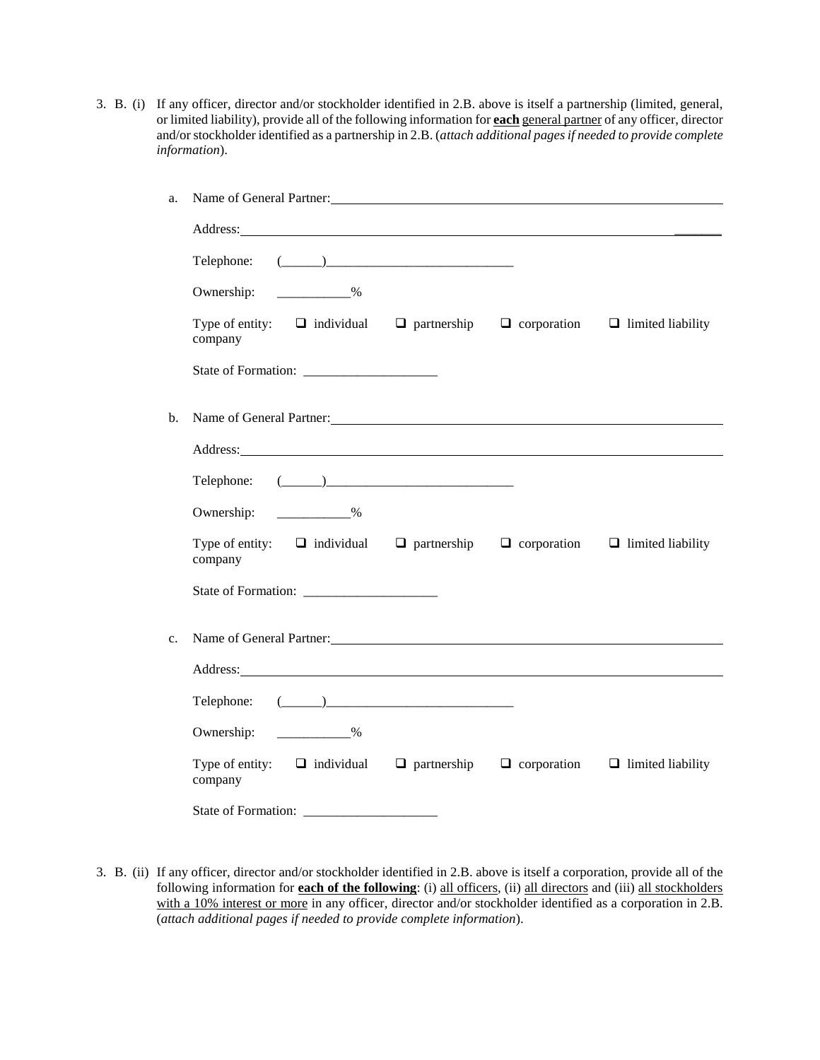3. B. (i) If any officer, director and/or stockholder identified in 2.B. above is itself a partnership (limited, general, or limited liability), provide all of the following information for **each** general partner of any officer, director and/or stockholder identified as a partnership in 2.B. (*attach additional pages if needed to provide complete information*).

a. Name of General Partner: ____________________________________________

Address: ____________________________________________________________

Telephone: (______)____________________________

Ownership: ___________%

Type of entity: ❑ individual ❑ partnership ❑ corporation ❑ limited liability company

State of Formation: ____________________

b. Name of General Partner: ____________________________________________

Address: ____________________________________________________________

Telephone: (______)____________________________

Ownership: ___________%

Type of entity: ❑ individual ❑ partnership ❑ corporation ❑ limited liability company

State of Formation: ____________________

c. Name of General Partner: ____________________________________________

Address: ____________________________________________________________

Telephone: (______)____________________________

Ownership: ___________%

Type of entity: ❑ individual ❑ partnership ❑ corporation ❑ limited liability company

State of Formation: ____________________

3. B. (ii) If any officer, director and/or stockholder identified in 2.B. above is itself a corporation, provide all of the following information for **each of the following**: (i) all officers, (ii) all directors and (iii) all stockholders with a 10% interest or more in any officer, director and/or stockholder identified as a corporation in 2.B. (*attach additional pages if needed to provide complete information*).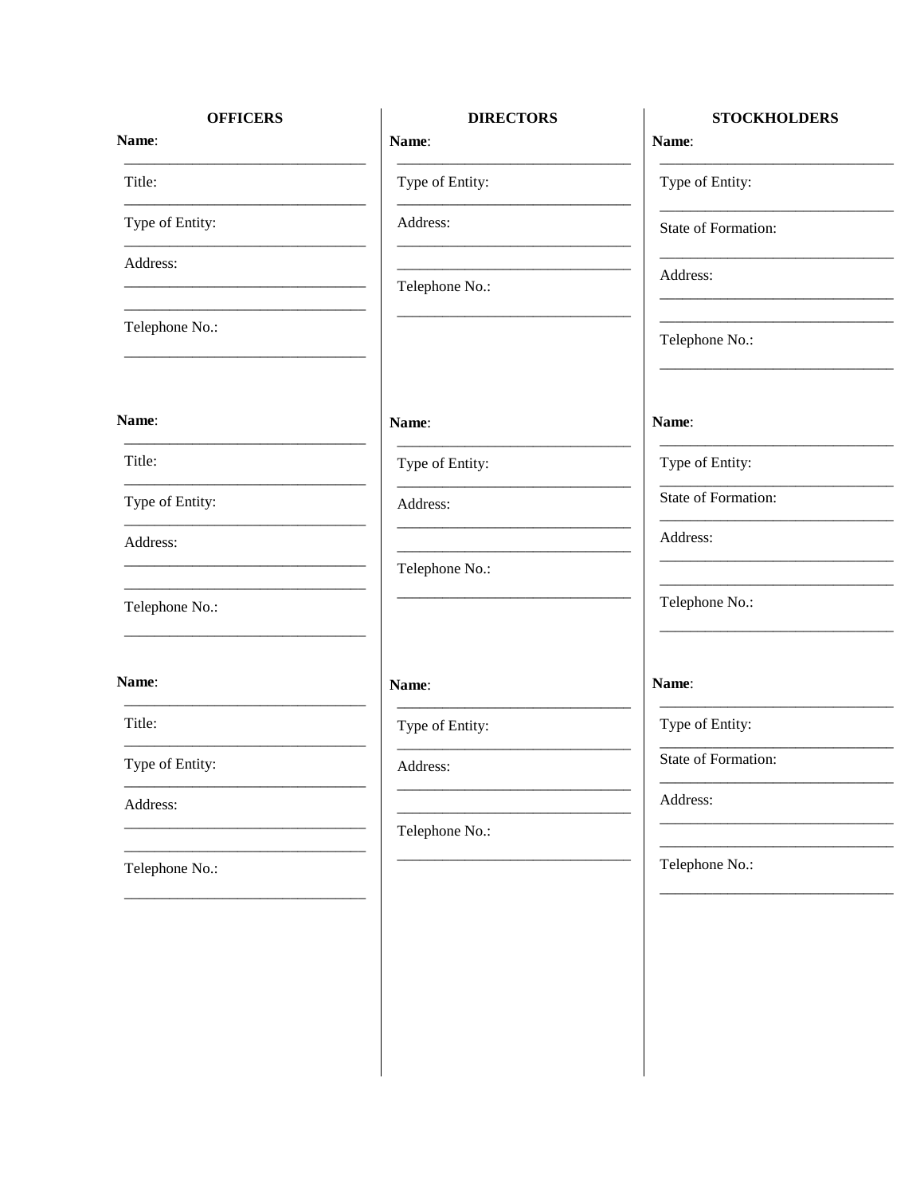**OFFICERS**

**Name**:

\_\_\_\_\_\_\_\_\_\_\_\_\_\_\_\_\_\_\_\_\_\_\_\_\_\_\_\_\_\_\_\_

Title:

\_\_\_\_\_\_\_\_\_\_\_\_\_\_\_\_\_\_\_\_\_\_\_\_\_\_\_\_\_\_\_\_

Type of Entity:

\_\_\_\_\_\_\_\_\_\_\_\_\_\_\_\_\_\_\_\_\_\_\_\_\_\_\_\_\_\_\_\_

Address:

\_\_\_\_\_\_\_\_\_\_\_\_\_\_\_\_\_\_\_\_\_\_\_\_\_\_\_\_\_\_\_\_

\_\_\_\_\_\_\_\_\_\_\_\_\_\_\_\_\_\_\_\_\_\_\_\_\_\_\_\_\_\_\_\_

Telephone No.:

\_\_\_\_\_\_\_\_\_\_\_\_\_\_\_\_\_\_\_\_\_\_\_\_\_\_\_\_\_\_\_\_

**Name**:

\_\_\_\_\_\_\_\_\_\_\_\_\_\_\_\_\_\_\_\_\_\_\_\_\_\_\_\_\_\_\_\_

Title:

\_\_\_\_\_\_\_\_\_\_\_\_\_\_\_\_\_\_\_\_\_\_\_\_\_\_\_\_\_\_\_\_

Type of Entity:

\_\_\_\_\_\_\_\_\_\_\_\_\_\_\_\_\_\_\_\_\_\_\_\_\_\_\_\_\_\_\_\_

Address:

\_\_\_\_\_\_\_\_\_\_\_\_\_\_\_\_\_\_\_\_\_\_\_\_\_\_\_\_\_\_\_\_

\_\_\_\_\_\_\_\_\_\_\_\_\_\_\_\_\_\_\_\_\_\_\_\_\_\_\_\_\_\_\_\_

Telephone No.:

\_\_\_\_\_\_\_\_\_\_\_\_\_\_\_\_\_\_\_\_\_\_\_\_\_\_\_\_\_\_\_\_

**Name**:

\_\_\_\_\_\_\_\_\_\_\_\_\_\_\_\_\_\_\_\_\_\_\_\_\_\_\_\_\_\_\_\_

Title:

\_\_\_\_\_\_\_\_\_\_\_\_\_\_\_\_\_\_\_\_\_\_\_\_\_\_\_\_\_\_\_\_

Type of Entity:

\_\_\_\_\_\_\_\_\_\_\_\_\_\_\_\_\_\_\_\_\_\_\_\_\_\_\_\_\_\_\_\_

Address:

\_\_\_\_\_\_\_\_\_\_\_\_\_\_\_\_\_\_\_\_\_\_\_\_\_\_\_\_\_\_\_\_

\_\_\_\_\_\_\_\_\_\_\_\_\_\_\_\_\_\_\_\_\_\_\_\_\_\_\_\_\_\_\_\_

Telephone No.:

\_\_\_\_\_\_\_\_\_\_\_\_\_\_\_\_\_\_\_\_\_\_\_\_\_\_\_\_\_\_\_\_

**DIRECTORS**

**Name**:

\_\_\_\_\_\_\_\_\_\_\_\_\_\_\_\_\_\_\_\_\_\_\_\_\_\_\_\_\_\_\_\_

Type of Entity:

\_\_\_\_\_\_\_\_\_\_\_\_\_\_\_\_\_\_\_\_\_\_\_\_\_\_\_\_\_\_\_\_

Address:

\_\_\_\_\_\_\_\_\_\_\_\_\_\_\_\_\_\_\_\_\_\_\_\_\_\_\_\_\_\_\_\_

\_\_\_\_\_\_\_\_\_\_\_\_\_\_\_\_\_\_\_\_\_\_\_\_\_\_\_\_\_\_\_\_

Telephone No.:

\_\_\_\_\_\_\_\_\_\_\_\_\_\_\_\_\_\_\_\_\_\_\_\_\_\_\_\_\_\_\_\_

**Name**:

\_\_\_\_\_\_\_\_\_\_\_\_\_\_\_\_\_\_\_\_\_\_\_\_\_\_\_\_\_\_\_\_

Type of Entity:

\_\_\_\_\_\_\_\_\_\_\_\_\_\_\_\_\_\_\_\_\_\_\_\_\_\_\_\_\_\_\_\_

Address:

\_\_\_\_\_\_\_\_\_\_\_\_\_\_\_\_\_\_\_\_\_\_\_\_\_\_\_\_\_\_\_\_

\_\_\_\_\_\_\_\_\_\_\_\_\_\_\_\_\_\_\_\_\_\_\_\_\_\_\_\_\_\_\_\_

Telephone No.:

\_\_\_\_\_\_\_\_\_\_\_\_\_\_\_\_\_\_\_\_\_\_\_\_\_\_\_\_\_\_\_\_

**Name**:

\_\_\_\_\_\_\_\_\_\_\_\_\_\_\_\_\_\_\_\_\_\_\_\_\_\_\_\_\_\_\_\_

Type of Entity:

\_\_\_\_\_\_\_\_\_\_\_\_\_\_\_\_\_\_\_\_\_\_\_\_\_\_\_\_\_\_\_\_

Address:

\_\_\_\_\_\_\_\_\_\_\_\_\_\_\_\_\_\_\_\_\_\_\_\_\_\_\_\_\_\_\_\_

\_\_\_\_\_\_\_\_\_\_\_\_\_\_\_\_\_\_\_\_\_\_\_\_\_\_\_\_\_\_\_\_

Telephone No.:

\_\_\_\_\_\_\_\_\_\_\_\_\_\_\_\_\_\_\_\_\_\_\_\_\_\_\_\_\_\_\_\_

**STOCKHOLDERS**

**Name**:

\_\_\_\_\_\_\_\_\_\_\_\_\_\_\_\_\_\_\_\_\_\_\_\_\_\_\_\_\_\_\_\_

Type of Entity:

\_\_\_\_\_\_\_\_\_\_\_\_\_\_\_\_\_\_\_\_\_\_\_\_\_\_\_\_\_\_\_\_

State of Formation:

\_\_\_\_\_\_\_\_\_\_\_\_\_\_\_\_\_\_\_\_\_\_\_\_\_\_\_\_\_\_\_\_

Address:

\_\_\_\_\_\_\_\_\_\_\_\_\_\_\_\_\_\_\_\_\_\_\_\_\_\_\_\_\_\_\_\_

\_\_\_\_\_\_\_\_\_\_\_\_\_\_\_\_\_\_\_\_\_\_\_\_\_\_\_\_\_\_\_\_

Telephone No.:

\_\_\_\_\_\_\_\_\_\_\_\_\_\_\_\_\_\_\_\_\_\_\_\_\_\_\_\_\_\_\_\_

**Name**:

\_\_\_\_\_\_\_\_\_\_\_\_\_\_\_\_\_\_\_\_\_\_\_\_\_\_\_\_\_\_\_\_

Type of Entity:

\_\_\_\_\_\_\_\_\_\_\_\_\_\_\_\_\_\_\_\_\_\_\_\_\_\_\_\_\_\_\_\_

State of Formation:

\_\_\_\_\_\_\_\_\_\_\_\_\_\_\_\_\_\_\_\_\_\_\_\_\_\_\_\_\_\_\_\_

Address:

\_\_\_\_\_\_\_\_\_\_\_\_\_\_\_\_\_\_\_\_\_\_\_\_\_\_\_\_\_\_\_\_

\_\_\_\_\_\_\_\_\_\_\_\_\_\_\_\_\_\_\_\_\_\_\_\_\_\_\_\_\_\_\_\_

Telephone No.:

\_\_\_\_\_\_\_\_\_\_\_\_\_\_\_\_\_\_\_\_\_\_\_\_\_\_\_\_\_\_\_\_

**Name**:

\_\_\_\_\_\_\_\_\_\_\_\_\_\_\_\_\_\_\_\_\_\_\_\_\_\_\_\_\_\_\_\_

Type of Entity:

\_\_\_\_\_\_\_\_\_\_\_\_\_\_\_\_\_\_\_\_\_\_\_\_\_\_\_\_\_\_\_\_

State of Formation:

\_\_\_\_\_\_\_\_\_\_\_\_\_\_\_\_\_\_\_\_\_\_\_\_\_\_\_\_\_\_\_\_

Address:

\_\_\_\_\_\_\_\_\_\_\_\_\_\_\_\_\_\_\_\_\_\_\_\_\_\_\_\_\_\_\_\_

\_\_\_\_\_\_\_\_\_\_\_\_\_\_\_\_\_\_\_\_\_\_\_\_\_\_\_\_\_\_\_\_

Telephone No.:

\_\_\_\_\_\_\_\_\_\_\_\_\_\_\_\_\_\_\_\_\_\_\_\_\_\_\_\_\_\_\_\_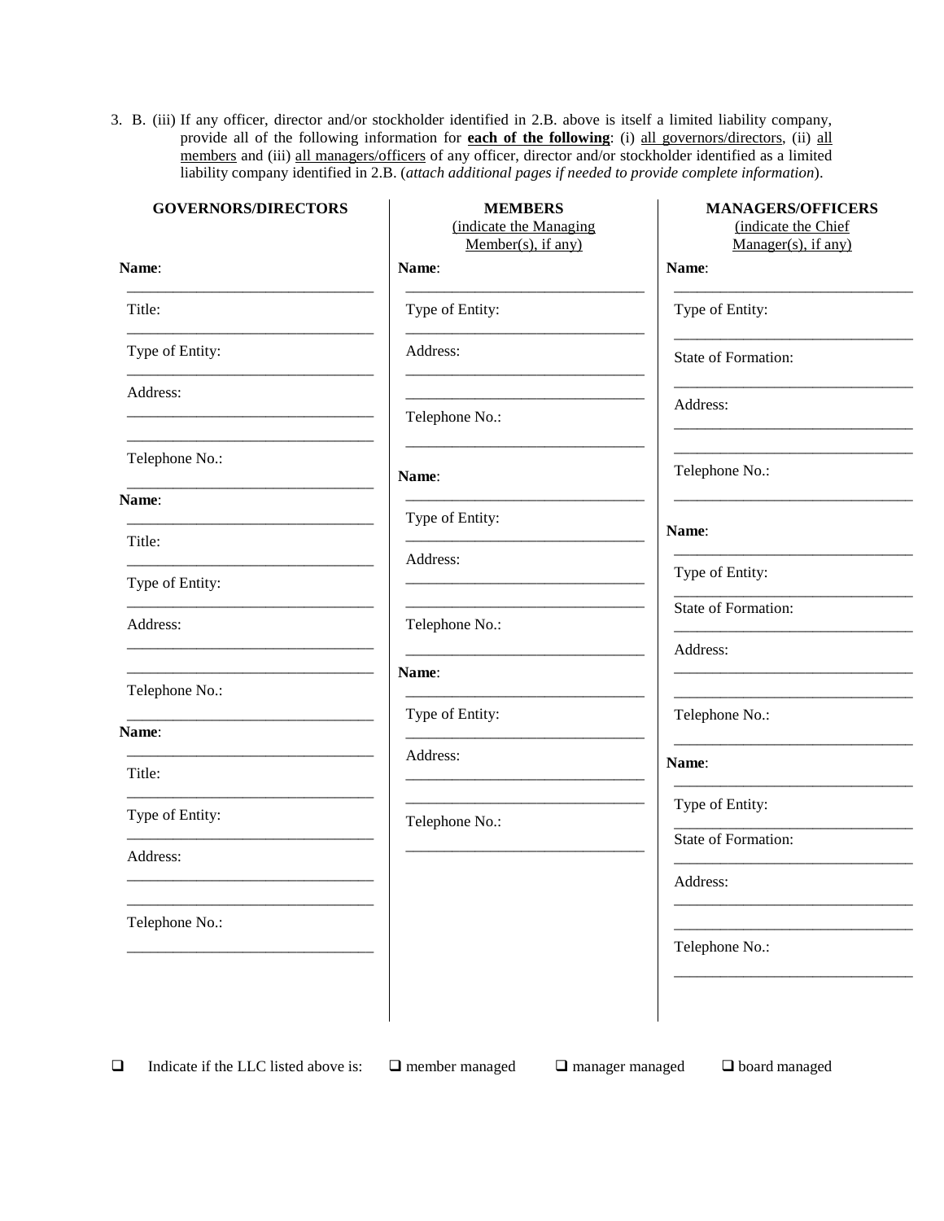3. B. (iii) If any officer, director and/or stockholder identified in 2.B. above is itself a limited liability company, provide all of the following information for **<u>each of the following</u>**: (i) <u>all governors/directors</u>, (ii) <u>all members</u> and (iii) <u>all managers/officers</u> of any officer, director and/or stockholder identified as a limited liability company identified in 2.B. (*attach additional pages if needed to provide complete information*).

| **GOVERNORS/DIRECTORS** | **MEMBERS** <u>(indicate the Managing Member(s), if any)</u> | **MANAGERS/OFFICERS** <u>(indicate the Chief Manager(s), if any)</u> |
|---|---|---|
| **Name**: ______________ | **Name**: ______________ | **Name**: ______________ |
| Title: ______________ | Type of Entity: ______________ | Type of Entity: ______________ |
| Type of Entity: ______________ | Address: ______________ ______________ | State of Formation: ______________ |
| Address: ______________ ______________ | Telephone No.: ______________ | Address: ______________ ______________ |
| Telephone No.: ______________ | | Telephone No.: ______________ |
| **Name**: ______________ | **Name**: ______________ | **Name**: ______________ |
| Title: ______________ | Type of Entity: ______________ | Type of Entity: ______________ |
| Type of Entity: ______________ | Address: ______________ ______________ | State of Formation: ______________ |
| Address: ______________ ______________ | Telephone No.: ______________ | Address: ______________ ______________ |
| Telephone No.: ______________ | | Telephone No.: ______________ |
| **Name**: ______________ | **Name**: ______________ | **Name**: ______________ |
| Title: ______________ | Type of Entity: ______________ | Type of Entity: ______________ |
| Type of Entity: ______________ | Address: ______________ ______________ | State of Formation: ______________ |
| Address: ______________ ______________ | Telephone No.: ______________ | Address: ______________ ______________ |
| Telephone No.: ______________ | | Telephone No.: ______________ |

❑ Indicate if the LLC listed above is: ❑ member managed ❑ manager managed ❑ board managed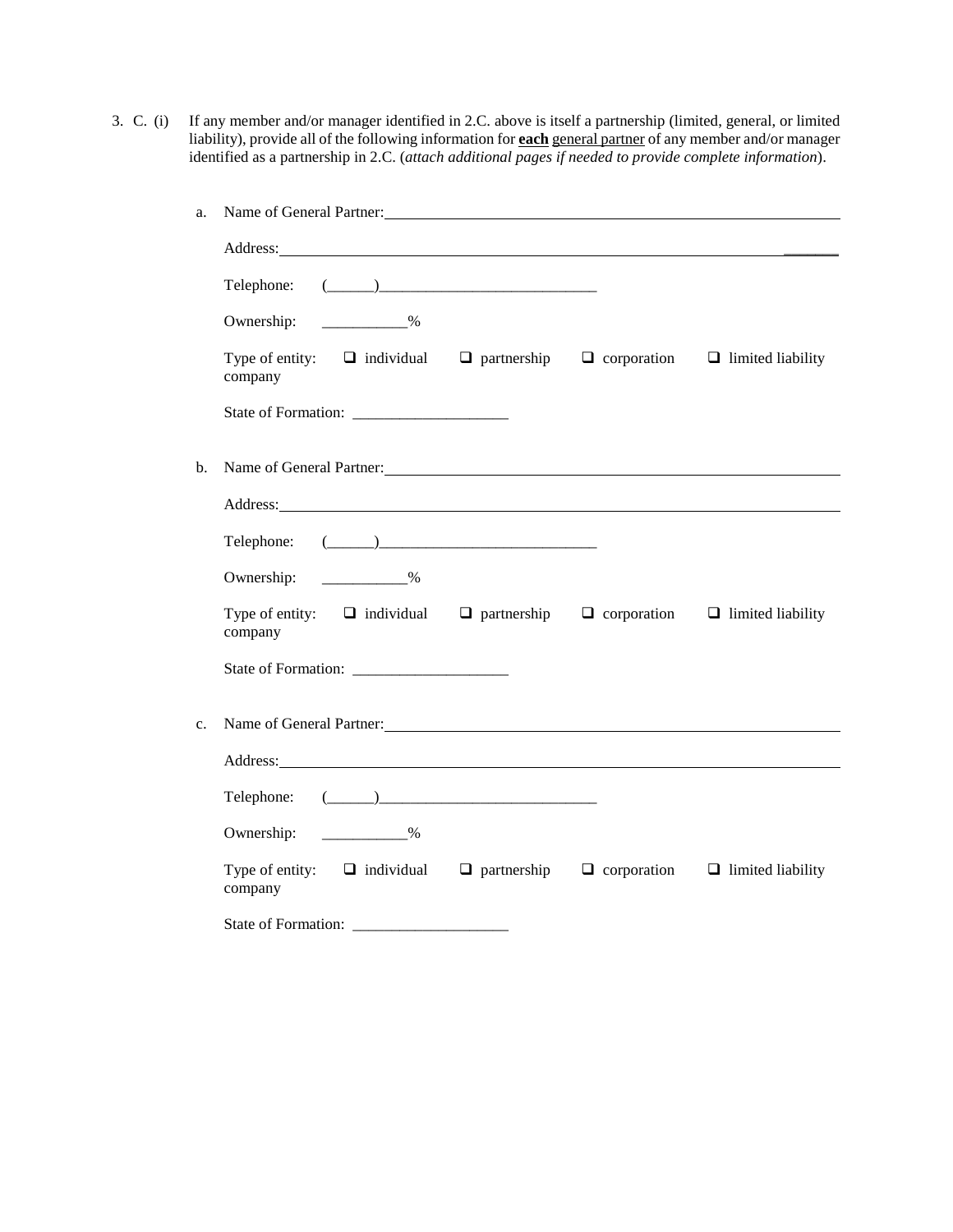3. C. (i) If any member and/or manager identified in 2.C. above is itself a partnership (limited, general, or limited liability), provide all of the following information for **each** general partner of any member and/or manager identified as a partnership in 2.C. (*attach additional pages if needed to provide complete information*).

a. Name of General Partner: ____________________________________________

Address: ____________________________________________

Telephone: (______)____________________________

Ownership: ___________%

Type of entity: ❑ individual ❑ partnership ❑ corporation ❑ limited liability company

State of Formation: ____________________

b. Name of General Partner: ____________________________________________

Address: ____________________________________________

Telephone: (______)____________________________

Ownership: ___________%

Type of entity: ❑ individual ❑ partnership ❑ corporation ❑ limited liability company

State of Formation: ____________________

c. Name of General Partner: ____________________________________________

Address: ____________________________________________

Telephone: (______)____________________________

Ownership: ___________%

Type of entity: ❑ individual ❑ partnership ❑ corporation ❑ limited liability company

State of Formation: ____________________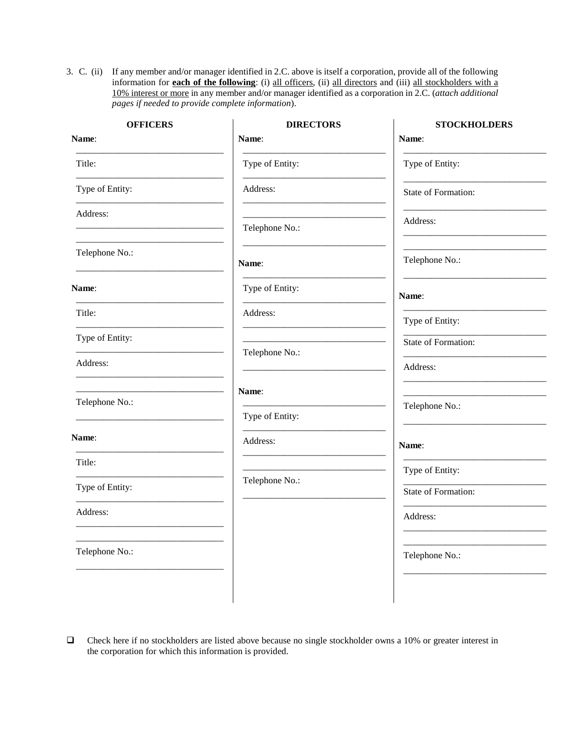3. C. (ii) If any member and/or manager identified in 2.C. above is itself a corporation, provide all of the following information for **each of the following**: (i) all officers, (ii) all directors and (iii) all stockholders with a 10% interest or more in any member and/or manager identified as a corporation in 2.C. (*attach additional pages if needed to provide complete information*).

| OFFICERS | DIRECTORS | STOCKHOLDERS |
|---|---|---|
| **Name**: ______________________ | **Name**: ______________________ | **Name**: ______________________ |
| Title: ______________________ | Type of Entity: ______________________ | Type of Entity: ______________________ |
| Type of Entity: ______________________ | Address: ______________________ ______________________ | State of Formation: ______________________ |
| Address: ______________________ ______________________ | Telephone No.: ______________________ | Address: ______________________ ______________________ |
| Telephone No.: ______________________ | | Telephone No.: ______________________ |
| **Name**: ______________________ | **Name**: ______________________ | **Name**: ______________________ |
| Title: ______________________ | Type of Entity: ______________________ | Type of Entity: ______________________ |
| Type of Entity: ______________________ | Address: ______________________ ______________________ | State of Formation: ______________________ |
| Address: ______________________ ______________________ | Telephone No.: ______________________ | Address: ______________________ ______________________ |
| Telephone No.: ______________________ | | Telephone No.: ______________________ |
| **Name**: ______________________ | **Name**: ______________________ | **Name**: ______________________ |
| Title: ______________________ | Type of Entity: ______________________ | Type of Entity: ______________________ |
| Type of Entity: ______________________ | Address: ______________________ ______________________ | State of Formation: ______________________ |
| Address: ______________________ ______________________ | Telephone No.: ______________________ | Address: ______________________ ______________________ |
| Telephone No.: ______________________ | | Telephone No.: ______________________ |

☐ Check here if no stockholders are listed above because no single stockholder owns a 10% or greater interest in the corporation for which this information is provided.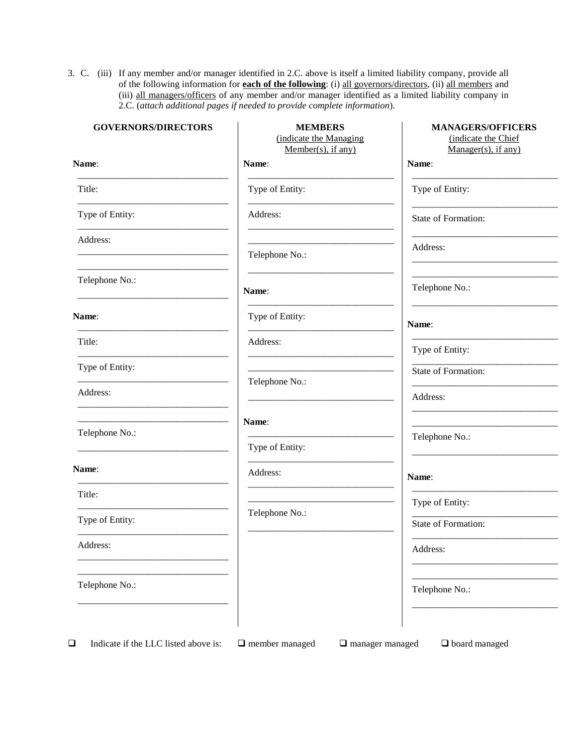3\. C. (iii) If any member and/or manager identified in 2.C. above is itself a limited liability company, provide all of the following information for **each of the following**: (i) all governors/directors, (ii) all members and (iii) all managers/officers of any member and/or manager identified as a limited liability company in 2.C. (*attach additional pages if needed to provide complete information*).

| **GOVERNORS/DIRECTORS** | **MEMBERS** (indicate the Managing Member(s), if any) | **MANAGERS/OFFICERS** (indicate the Chief Manager(s), if any) |
|---|---|---|
| **Name**: ______________________________ | **Name**: ______________________________ | **Name**: ______________________________ |
| Title: ______________________________ | Type of Entity: ______________________________ | Type of Entity: ______________________________ |
| Type of Entity: ______________________________ | Address: ______________________________ ______________________________ | State of Formation: ______________________________ |
| Address: ______________________________ ______________________________ | Telephone No.: ______________________________ | Address: ______________________________ ______________________________ |
| Telephone No.: ______________________________ | | Telephone No.: ______________________________ |
| **Name**: ______________________________ | **Name**: ______________________________ | **Name**: ______________________________ |
| Title: ______________________________ | Type of Entity: ______________________________ | Type of Entity: ______________________________ |
| Type of Entity: ______________________________ | Address: ______________________________ ______________________________ | State of Formation: ______________________________ |
| Address: ______________________________ ______________________________ | Telephone No.: ______________________________ | Address: ______________________________ ______________________________ |
| Telephone No.: ______________________________ | | Telephone No.: ______________________________ |
| **Name**: ______________________________ | **Name**: ______________________________ | **Name**: ______________________________ |
| Title: ______________________________ | Type of Entity: ______________________________ | Type of Entity: ______________________________ |
| Type of Entity: ______________________________ | Address: ______________________________ ______________________________ | State of Formation: ______________________________ |
| Address: ______________________________ ______________________________ | Telephone No.: ______________________________ | Address: ______________________________ ______________________________ |
| Telephone No.: ______________________________ | | Telephone No.: ______________________________ |

❑ Indicate if the LLC listed above is: ❑ member managed ❑ manager managed ❑ board managed